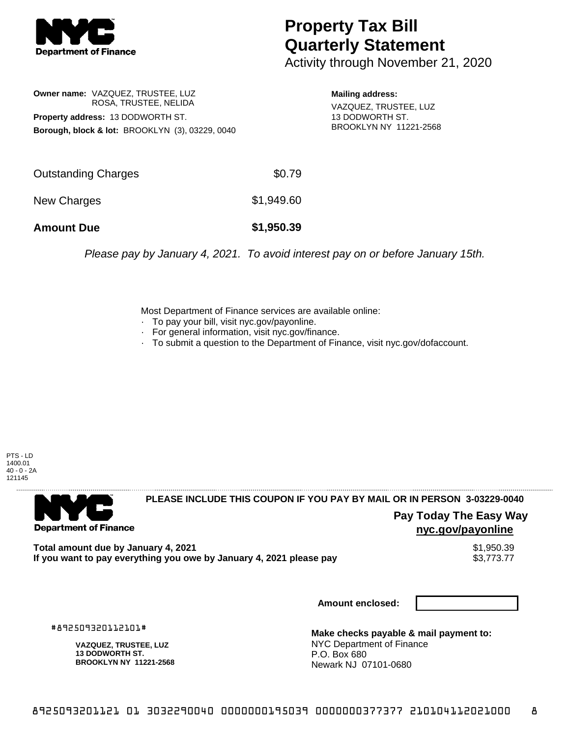**NYC Department of Finance**

# Property Tax Bill Quarterly Statement

Activity through November 21, 2020

**Owner name:** VAZQUEZ, TRUSTEE, LUZ
ROSA, TRUSTEE, NELIDA

**Property address:** 13 DODWORTH ST.

**Borough, block & lot:** BROOKLYN (3), 03229, 0040

**Mailing address:**
VAZQUEZ, TRUSTEE, LUZ
13 DODWORTH ST.
BROOKLYN NY 11221-2568

| | |
|---|---|
| Outstanding Charges | $0.79 |
| New Charges | $1,949.60 |
| **Amount Due** | **$1,950.39** |

*Please pay by January 4, 2021. To avoid interest pay on or before January 15th.*

Most Department of Finance services are available online:

- To pay your bill, visit nyc.gov/payonline.
- For general information, visit nyc.gov/finance.
- To submit a question to the Department of Finance, visit nyc.gov/dofaccount.

PTS - LD
1400.01
40 - 0 - 2A
121145

---

**NYC Department of Finance**

**PLEASE INCLUDE THIS COUPON IF YOU PAY BY MAIL OR IN PERSON 3-03229-0040**

**Pay Today The Easy Way**
**nyc.gov/payonline**

| | |
|---|---|
| **Total amount due by January 4, 2021** | $1,950.39 |
| **If you want to pay everything you owe by January 4, 2021 please pay** | $3,773.77 |

**Amount enclosed:**

#892509320112101#

**VAZQUEZ, TRUSTEE, LUZ**
**13 DODWORTH ST.**
**BROOKLYN NY 11221-2568**

**Make checks payable & mail payment to:**
NYC Department of Finance
P.O. Box 680
Newark NJ 07101-0680

8925093201121 01 3032290040 0000000195039 0000000377377 210104112021000 8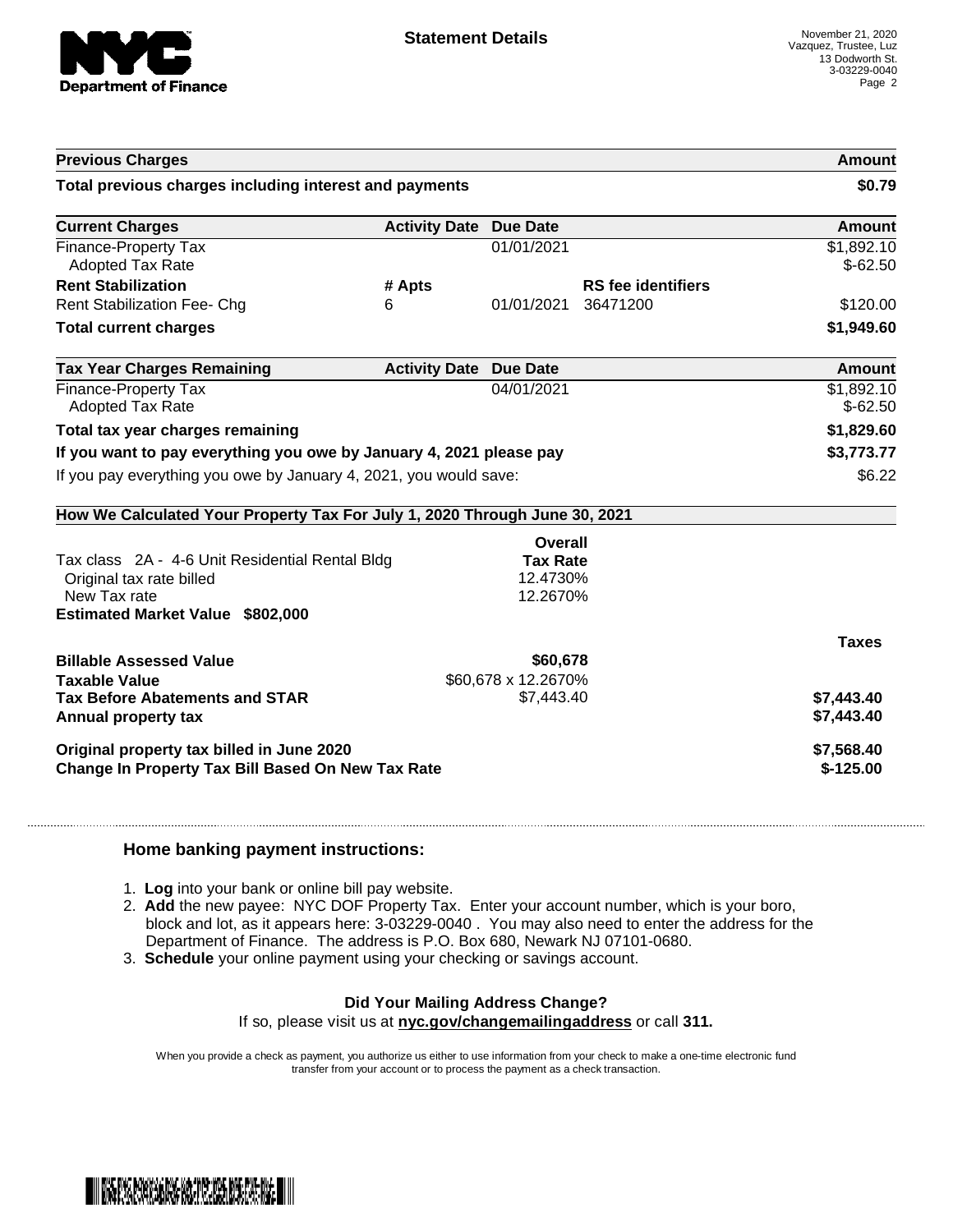## Statement Details

November 21, 2020
Vazquez, Trustee, Luz
13 Dodworth St.
3-03229-0040

| Previous Charges | | | | Amount |
|---|---|---|---|---|
| **Total previous charges including interest and payments** | | | | **$0.79** |

| Current Charges | Activity Date | Due Date | | Amount |
|---|---|---|---|---|
| Finance-Property Tax | | 01/01/2021 | | $1,892.10 |
| Adopted Tax Rate | | | | $-62.50 |
| **Rent Stabilization** | **# Apts** | | **RS fee identifiers** | |
| Rent Stabilization Fee- Chg | 6 | 01/01/2021 | 36471200 | $120.00 |
| **Total current charges** | | | | **$1,949.60** |

| Tax Year Charges Remaining | Activity Date | Due Date | Amount |
|---|---|---|---|
| Finance-Property Tax | | 04/01/2021 | $1,892.10 |
| Adopted Tax Rate | | | $-62.50 |
| **Total tax year charges remaining** | | | **$1,829.60** |
| **If you want to pay everything you owe by January 4, 2021 please pay** | | | **$3,773.77** |
| If you pay everything you owe by January 4, 2021, you would save: | | | $6.22 |

### How We Calculated Your Property Tax For July 1, 2020 Through June 30, 2021

| | Overall Tax Rate | Taxes |
|---|---|---|
| Tax class 2A - 4-6 Unit Residential Rental Bldg | | |
| Original tax rate billed | 12.4730% | |
| New Tax rate | 12.2670% | |
| **Estimated Market Value $802,000** | | |
| **Billable Assessed Value** | **$60,678** | |
| **Taxable Value** | $60,678 x 12.2670% | |
| **Tax Before Abatements and STAR** | $7,443.40 | **$7,443.40** |
| **Annual property tax** | | **$7,443.40** |
| **Original property tax billed in June 2020** | | **$7,568.40** |
| **Change In Property Tax Bill Based On New Tax Rate** | | **$-125.00** |

### Home banking payment instructions:

1. **Log** into your bank or online bill pay website.
2. **Add** the new payee: NYC DOF Property Tax. Enter your account number, which is your boro, block and lot, as it appears here: 3-03229-0040 . You may also need to enter the address for the Department of Finance. The address is P.O. Box 680, Newark NJ 07101-0680.
3. **Schedule** your online payment using your checking or savings account.

**Did Your Mailing Address Change?**
If so, please visit us at **nyc.gov/changemailingaddress** or call **311.**

When you provide a check as payment, you authorize us either to use information from your check to make a one-time electronic fund transfer from your account or to process the payment as a check transaction.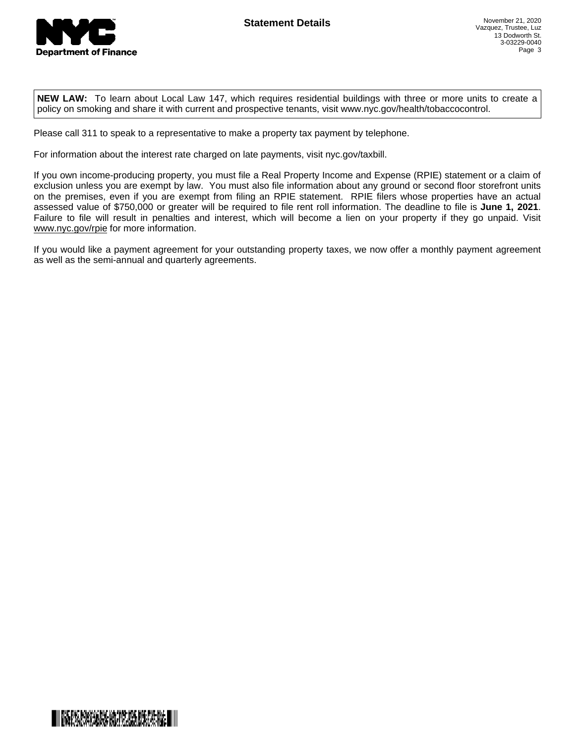**NEW LAW:** To learn about Local Law 147, which requires residential buildings with three or more units to create a policy on smoking and share it with current and prospective tenants, visit www.nyc.gov/health/tobaccocontrol.

Please call 311 to speak to a representative to make a property tax payment by telephone.

For information about the interest rate charged on late payments, visit nyc.gov/taxbill.

If you own income-producing property, you must file a Real Property Income and Expense (RPIE) statement or a claim of exclusion unless you are exempt by law. You must also file information about any ground or second floor storefront units on the premises, even if you are exempt from filing an RPIE statement. RPIE filers whose properties have an actual assessed value of $750,000 or greater will be required to file rent roll information. The deadline to file is **June 1, 2021**. Failure to file will result in penalties and interest, which will become a lien on your property if they go unpaid. Visit www.nyc.gov/rpie for more information.

If you would like a payment agreement for your outstanding property taxes, we now offer a monthly payment agreement as well as the semi-annual and quarterly agreements.